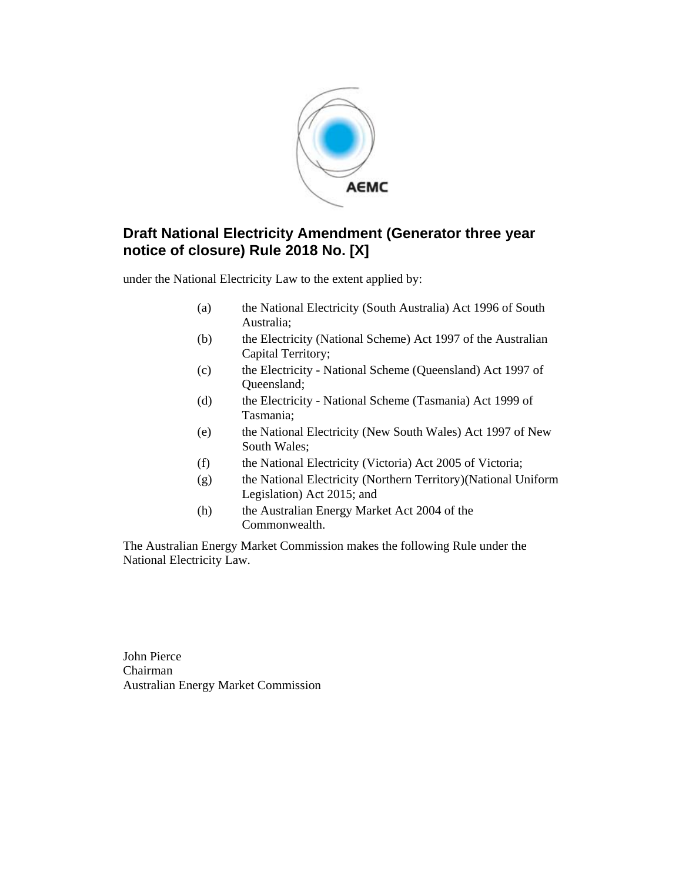# Draft National Electricity Amendment (Generator three year notice of closure) Rule 2018 No. [X]

under the National Electricity Law to the extent applied by:

(a) the National Electricity (South Australia) Act 1996 of South Australia;

(b) the Electricity (National Scheme) Act 1997 of the Australian Capital Territory;

(c) the Electricity - National Scheme (Queensland) Act 1997 of Queensland;

(d) the Electricity - National Scheme (Tasmania) Act 1999 of Tasmania;

(e) the National Electricity (New South Wales) Act 1997 of New South Wales;

(f) the National Electricity (Victoria) Act 2005 of Victoria;

(g) the National Electricity (Northern Territory)(National Uniform Legislation) Act 2015; and

(h) the Australian Energy Market Act 2004 of the Commonwealth.

The Australian Energy Market Commission makes the following Rule under the National Electricity Law.

John Pierce
Chairman
Australian Energy Market Commission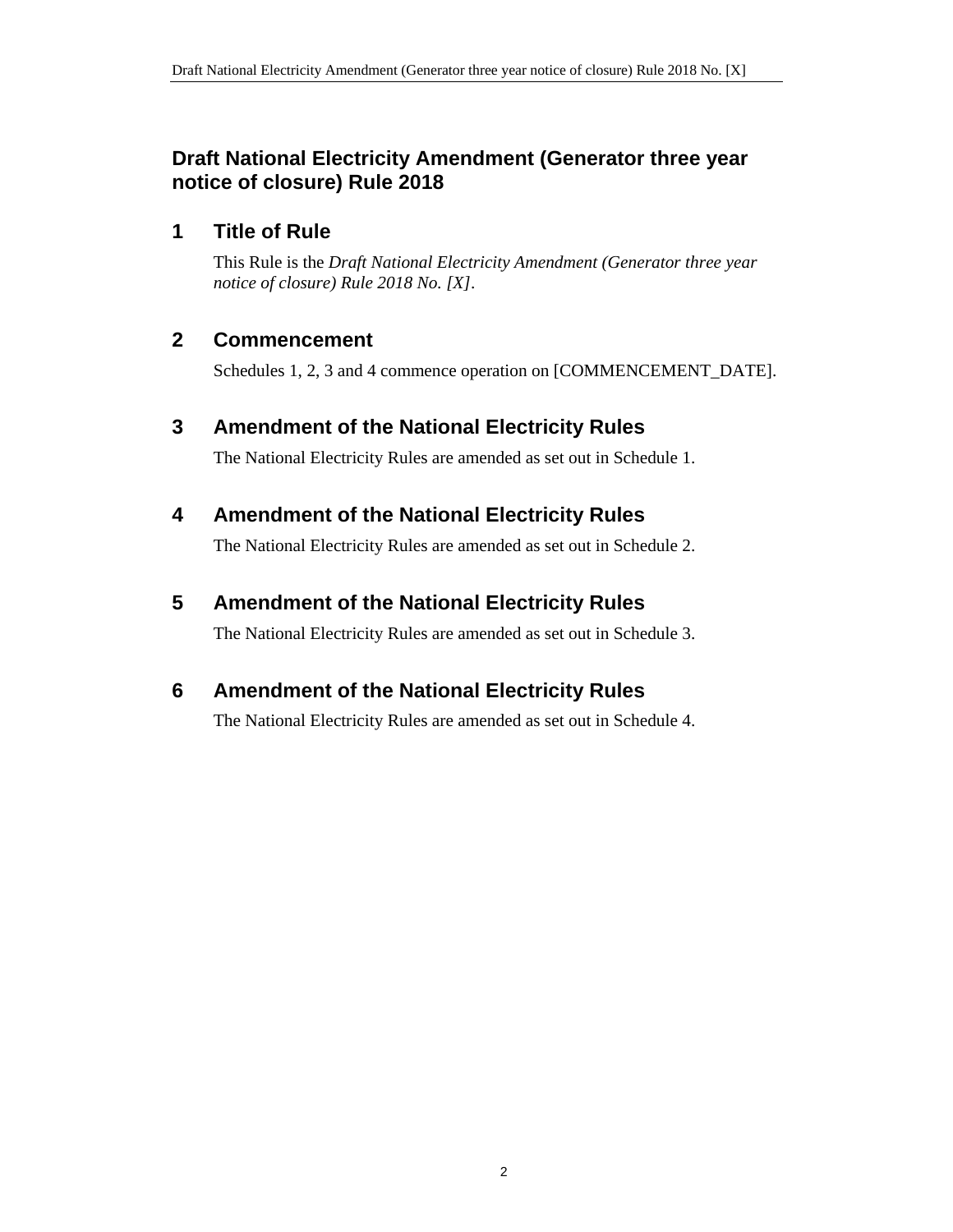# Draft National Electricity Amendment (Generator three year notice of closure) Rule 2018

## 1 Title of Rule

This Rule is the *Draft National Electricity Amendment (Generator three year notice of closure) Rule 2018 No. [X]*.

## 2 Commencement

Schedules 1, 2, 3 and 4 commence operation on [COMMENCEMENT_DATE].

## 3 Amendment of the National Electricity Rules

The National Electricity Rules are amended as set out in Schedule 1.

## 4 Amendment of the National Electricity Rules

The National Electricity Rules are amended as set out in Schedule 2.

## 5 Amendment of the National Electricity Rules

The National Electricity Rules are amended as set out in Schedule 3.

## 6 Amendment of the National Electricity Rules

The National Electricity Rules are amended as set out in Schedule 4.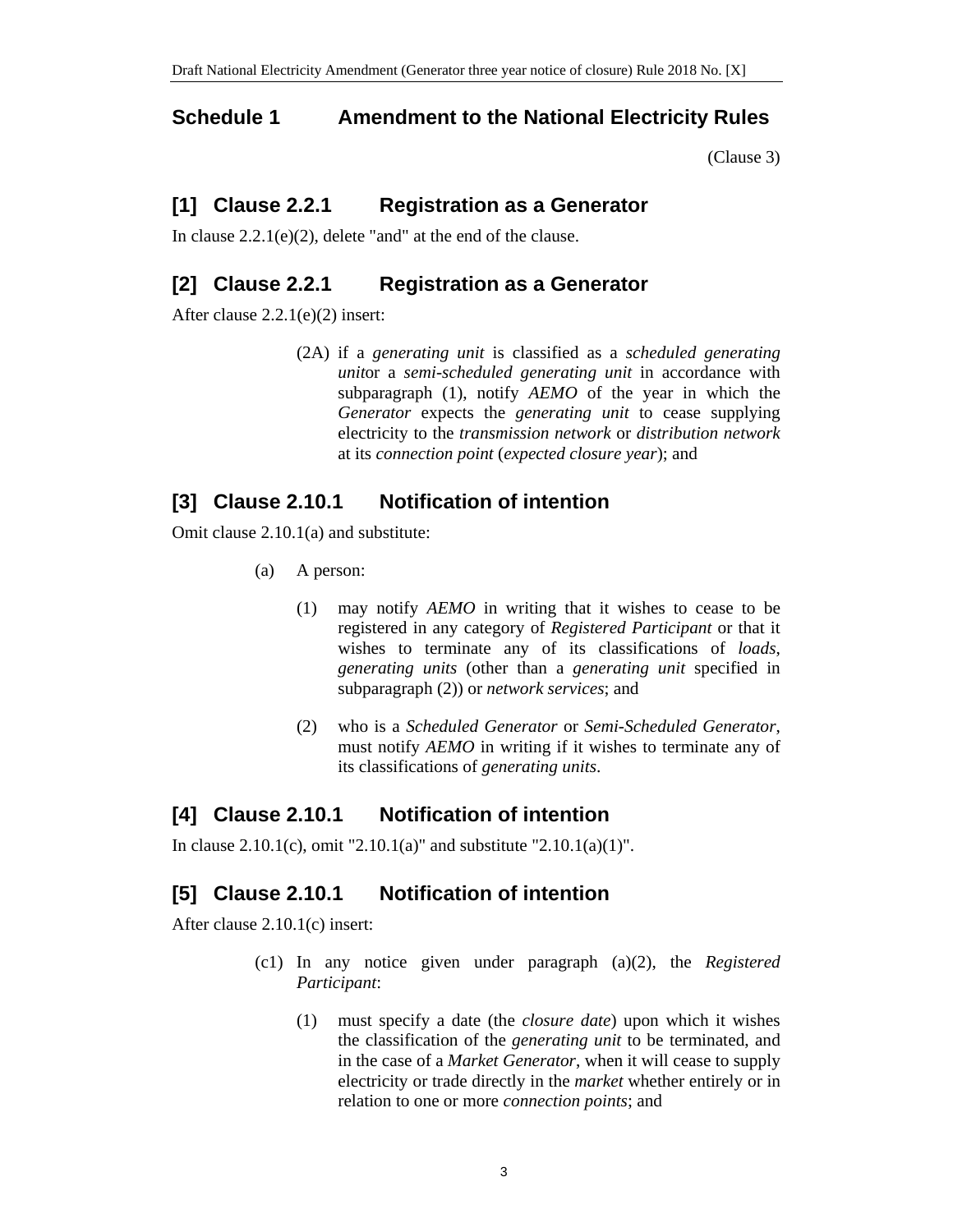## Schedule 1 Amendment to the National Electricity Rules

(Clause 3)

### [1] Clause 2.2.1 Registration as a Generator

In clause 2.2.1(e)(2), delete "and" at the end of the clause.

### [2] Clause 2.2.1 Registration as a Generator

After clause 2.2.1(e)(2) insert:

> (2A) if a *generating unit* is classified as a *scheduled generating unit*or a *semi-scheduled generating unit* in accordance with subparagraph (1), notify *AEMO* of the year in which the *Generator* expects the *generating unit* to cease supplying electricity to the *transmission network* or *distribution network* at its *connection point* (*expected closure year*); and

### [3] Clause 2.10.1 Notification of intention

Omit clause 2.10.1(a) and substitute:

> (a) A person:
>
> (1) may notify *AEMO* in writing that it wishes to cease to be registered in any category of *Registered Participant* or that it wishes to terminate any of its classifications of *loads*, *generating units* (other than a *generating unit* specified in subparagraph (2)) or *network services*; and
>
> (2) who is a *Scheduled Generator* or *Semi-Scheduled Generator*, must notify *AEMO* in writing if it wishes to terminate any of its classifications of *generating units*.

### [4] Clause 2.10.1 Notification of intention

In clause 2.10.1(c), omit "2.10.1(a)" and substitute "2.10.1(a)(1)".

### [5] Clause 2.10.1 Notification of intention

After clause 2.10.1(c) insert:

> (c1) In any notice given under paragraph (a)(2), the *Registered Participant*:
>
> (1) must specify a date (the *closure date*) upon which it wishes the classification of the *generating unit* to be terminated, and in the case of a *Market Generator*, when it will cease to supply electricity or trade directly in the *market* whether entirely or in relation to one or more *connection points*; and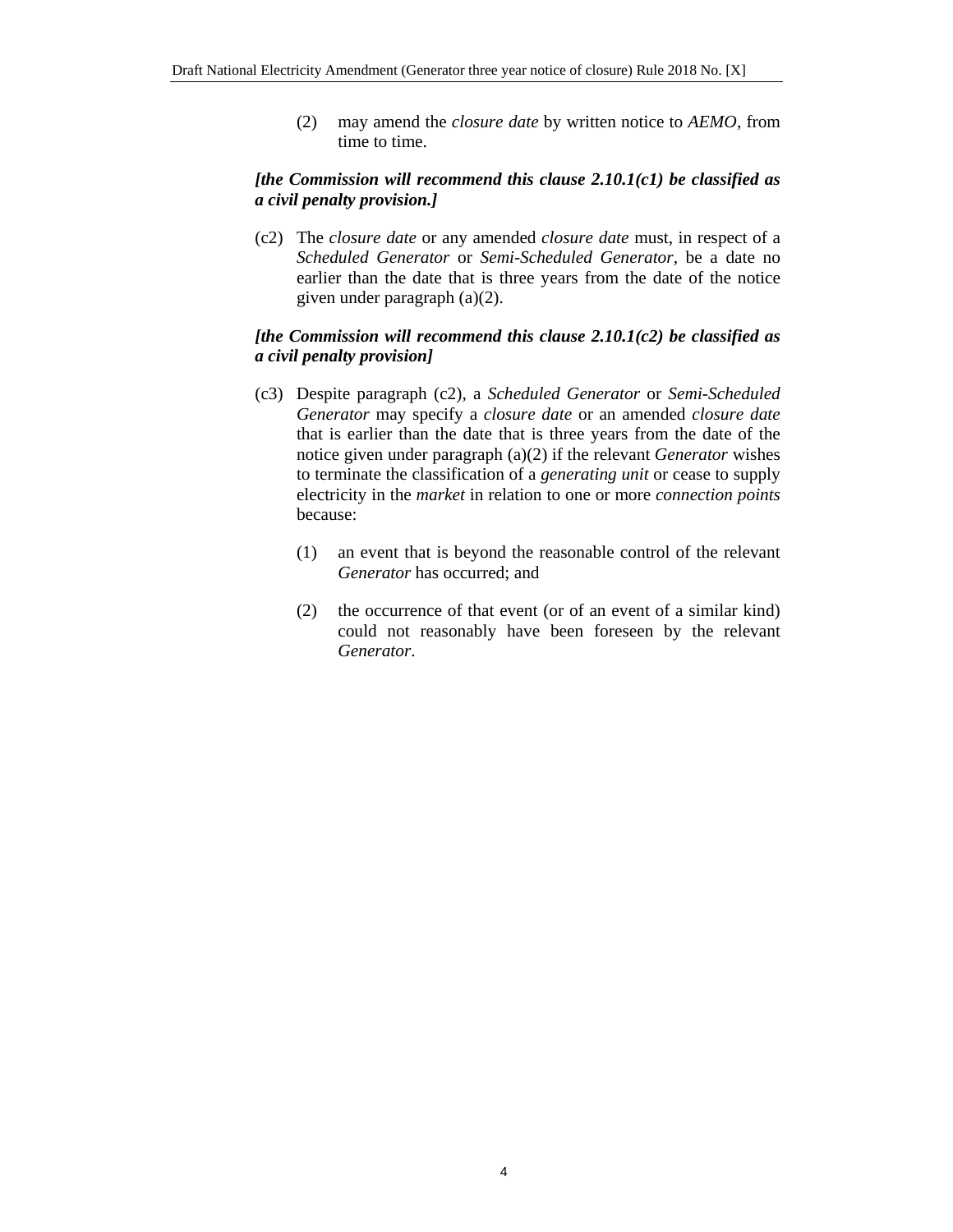(2) may amend the *closure date* by written notice to *AEMO*, from time to time.

***[the Commission will recommend this clause 2.10.1(c1) be classified as a civil penalty provision.]***

(c2) The *closure date* or any amended *closure date* must, in respect of a *Scheduled Generator* or *Semi-Scheduled Generator*, be a date no earlier than the date that is three years from the date of the notice given under paragraph (a)(2).

***[the Commission will recommend this clause 2.10.1(c2) be classified as a civil penalty provision]***

(c3) Despite paragraph (c2), a *Scheduled Generator* or *Semi-Scheduled Generator* may specify a *closure date* or an amended *closure date* that is earlier than the date that is three years from the date of the notice given under paragraph (a)(2) if the relevant *Generator* wishes to terminate the classification of a *generating unit* or cease to supply electricity in the *market* in relation to one or more *connection points* because:

(1) an event that is beyond the reasonable control of the relevant *Generator* has occurred; and

(2) the occurrence of that event (or of an event of a similar kind) could not reasonably have been foreseen by the relevant *Generator*.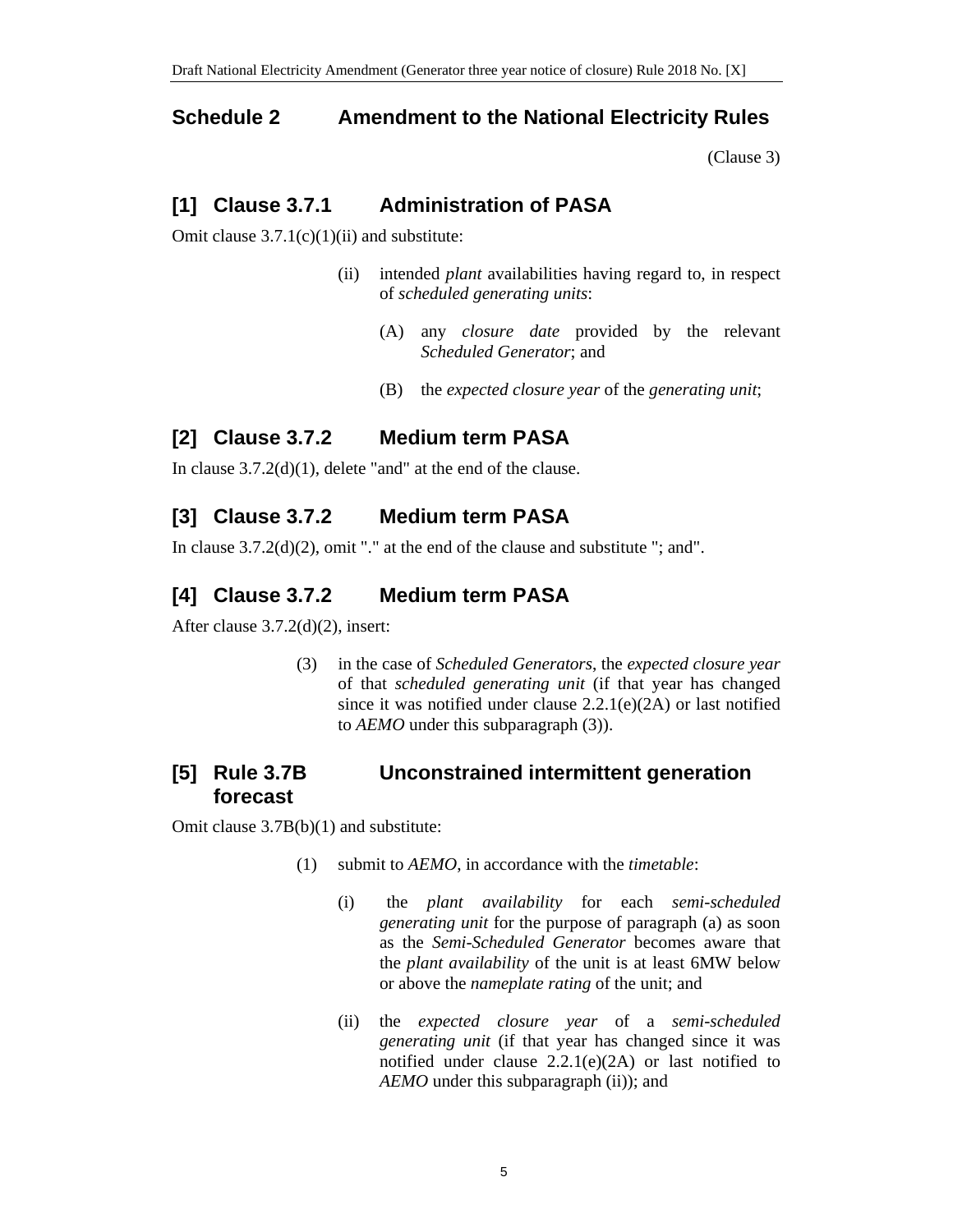## Schedule 2 Amendment to the National Electricity Rules

(Clause 3)

### [1] Clause 3.7.1 Administration of PASA

Omit clause 3.7.1(c)(1)(ii) and substitute:

> (ii) intended *plant* availabilities having regard to, in respect of *scheduled generating units*:
>
> > (A) any *closure date* provided by the relevant *Scheduled Generator*; and
> >
> > (B) the *expected closure year* of the *generating unit*;

### [2] Clause 3.7.2 Medium term PASA

In clause 3.7.2(d)(1), delete "and" at the end of the clause.

### [3] Clause 3.7.2 Medium term PASA

In clause 3.7.2(d)(2), omit "." at the end of the clause and substitute "; and".

### [4] Clause 3.7.2 Medium term PASA

After clause 3.7.2(d)(2), insert:

> (3) in the case of *Scheduled Generators*, the *expected closure year* of that *scheduled generating unit* (if that year has changed since it was notified under clause 2.2.1(e)(2A) or last notified to *AEMO* under this subparagraph (3)).

### [5] Rule 3.7B Unconstrained intermittent generation forecast

Omit clause 3.7B(b)(1) and substitute:

> (1) submit to *AEMO*, in accordance with the *timetable*:
>
> > (i) the *plant availability* for each *semi-scheduled generating unit* for the purpose of paragraph (a) as soon as the *Semi-Scheduled Generator* becomes aware that the *plant availability* of the unit is at least 6MW below or above the *nameplate rating* of the unit; and
> >
> > (ii) the *expected closure year* of a *semi-scheduled generating unit* (if that year has changed since it was notified under clause 2.2.1(e)(2A) or last notified to *AEMO* under this subparagraph (ii)); and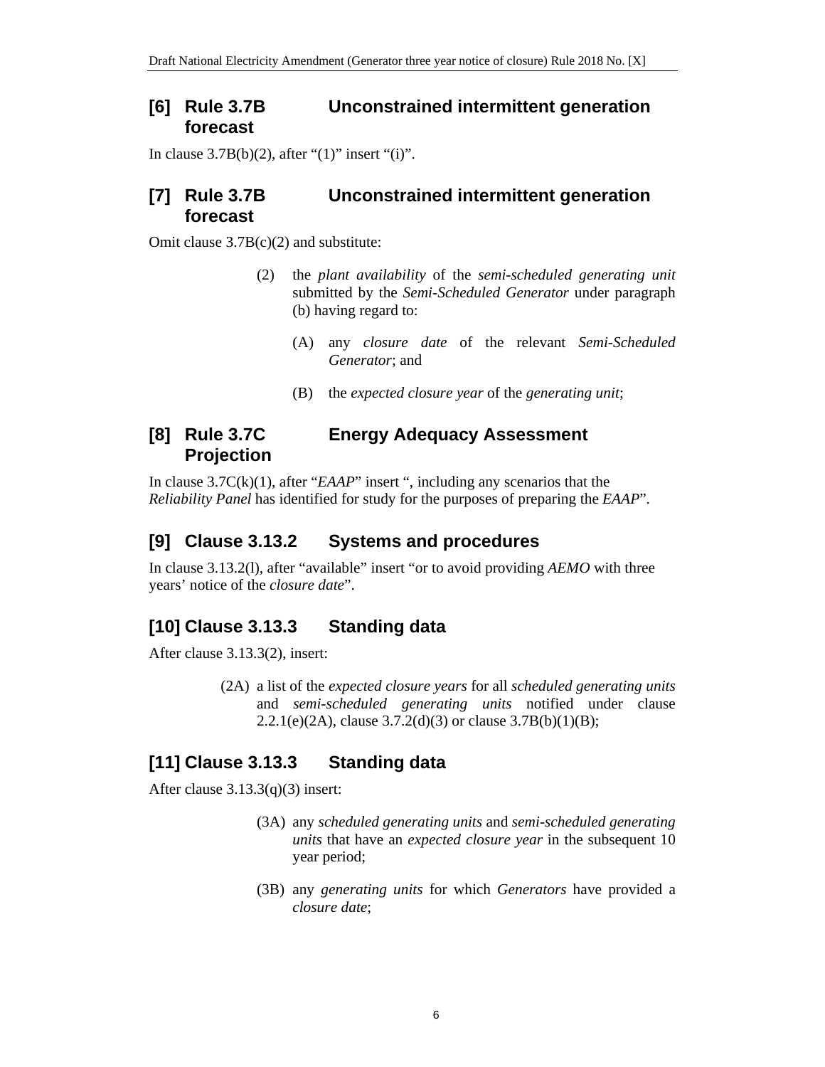## [6] Rule 3.7B Unconstrained intermittent generation forecast

In clause 3.7B(b)(2), after "(1)" insert "(i)".

## [7] Rule 3.7B Unconstrained intermittent generation forecast

Omit clause 3.7B(c)(2) and substitute:

> (2) the *plant availability* of the *semi-scheduled generating unit* submitted by the *Semi-Scheduled Generator* under paragraph (b) having regard to:
>
> > (A) any *closure date* of the relevant *Semi-Scheduled Generator*; and
> >
> > (B) the *expected closure year* of the *generating unit*;

## [8] Rule 3.7C Energy Adequacy Assessment Projection

In clause 3.7C(k)(1), after "*EAAP*" insert ", including any scenarios that the *Reliability Panel* has identified for study for the purposes of preparing the *EAAP*".

## [9] Clause 3.13.2 Systems and procedures

In clause 3.13.2(l), after "available" insert "or to avoid providing *AEMO* with three years' notice of the *closure date*".

## [10] Clause 3.13.3 Standing data

After clause 3.13.3(2), insert:

> (2A) a list of the *expected closure years* for all *scheduled generating units* and *semi-scheduled generating units* notified under clause 2.2.1(e)(2A), clause 3.7.2(d)(3) or clause 3.7B(b)(1)(B);

## [11] Clause 3.13.3 Standing data

After clause 3.13.3(q)(3) insert:

> (3A) any *scheduled generating units* and *semi-scheduled generating units* that have an *expected closure year* in the subsequent 10 year period;
>
> (3B) any *generating units* for which *Generators* have provided a *closure date*;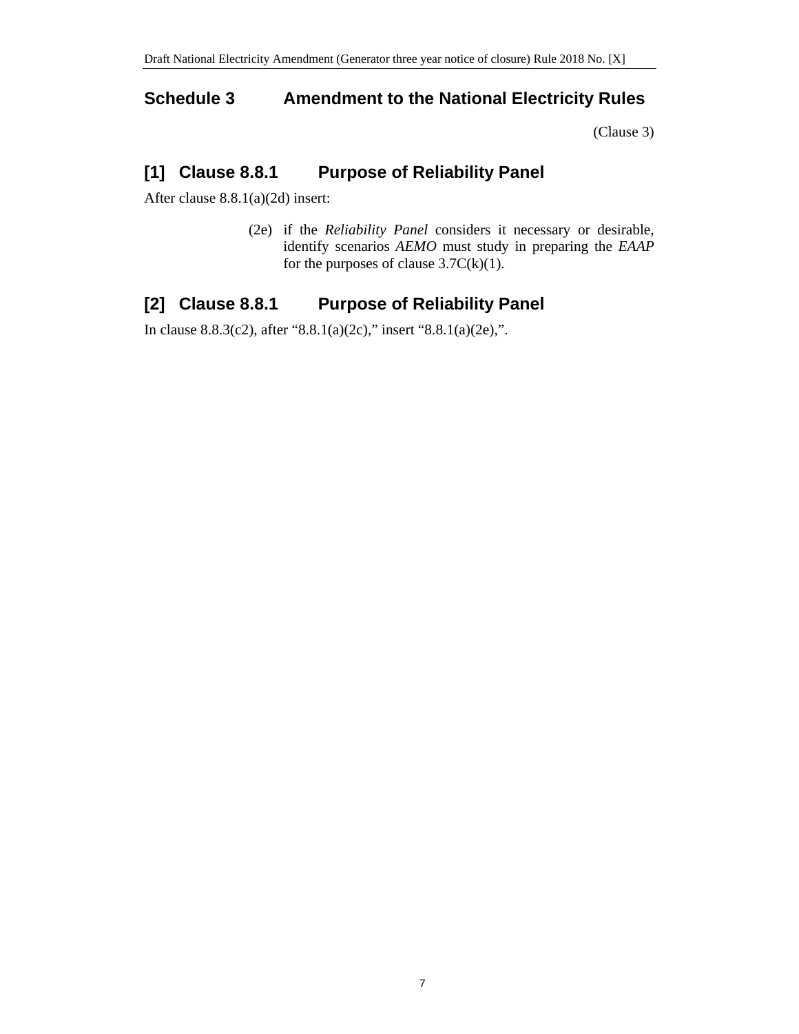## Schedule 3 Amendment to the National Electricity Rules

(Clause 3)

### [1] Clause 8.8.1 Purpose of Reliability Panel

After clause 8.8.1(a)(2d) insert:

> (2e) if the *Reliability Panel* considers it necessary or desirable, identify scenarios *AEMO* must study in preparing the *EAAP* for the purposes of clause 3.7C(k)(1).

### [2] Clause 8.8.1 Purpose of Reliability Panel

In clause 8.8.3(c2), after "8.8.1(a)(2c)," insert "8.8.1(a)(2e),".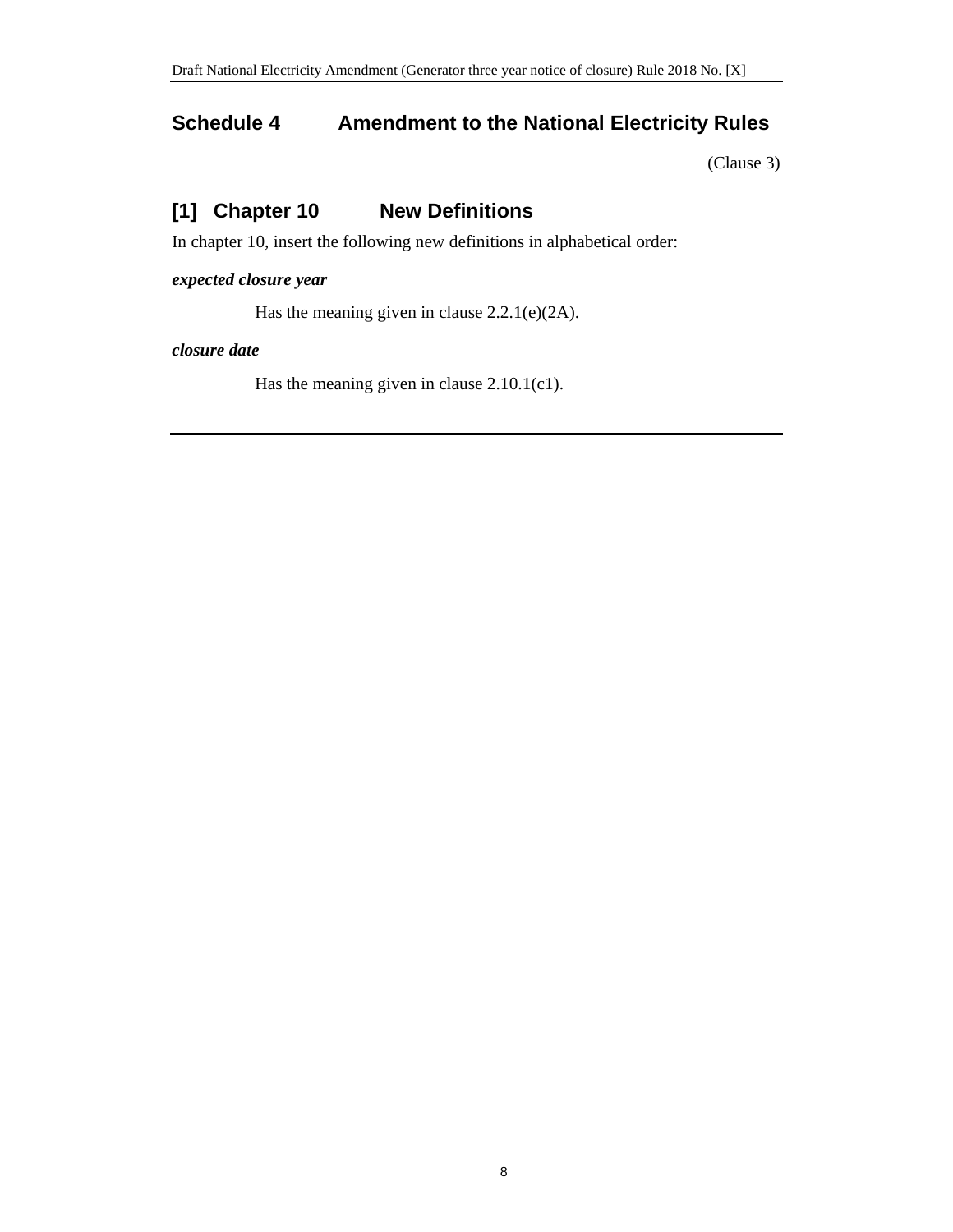## Schedule 4 Amendment to the National Electricity Rules

(Clause 3)

### [1] Chapter 10 New Definitions

In chapter 10, insert the following new definitions in alphabetical order:

***expected closure year***

Has the meaning given in clause 2.2.1(e)(2A).

***closure date***

Has the meaning given in clause 2.10.1(c1).